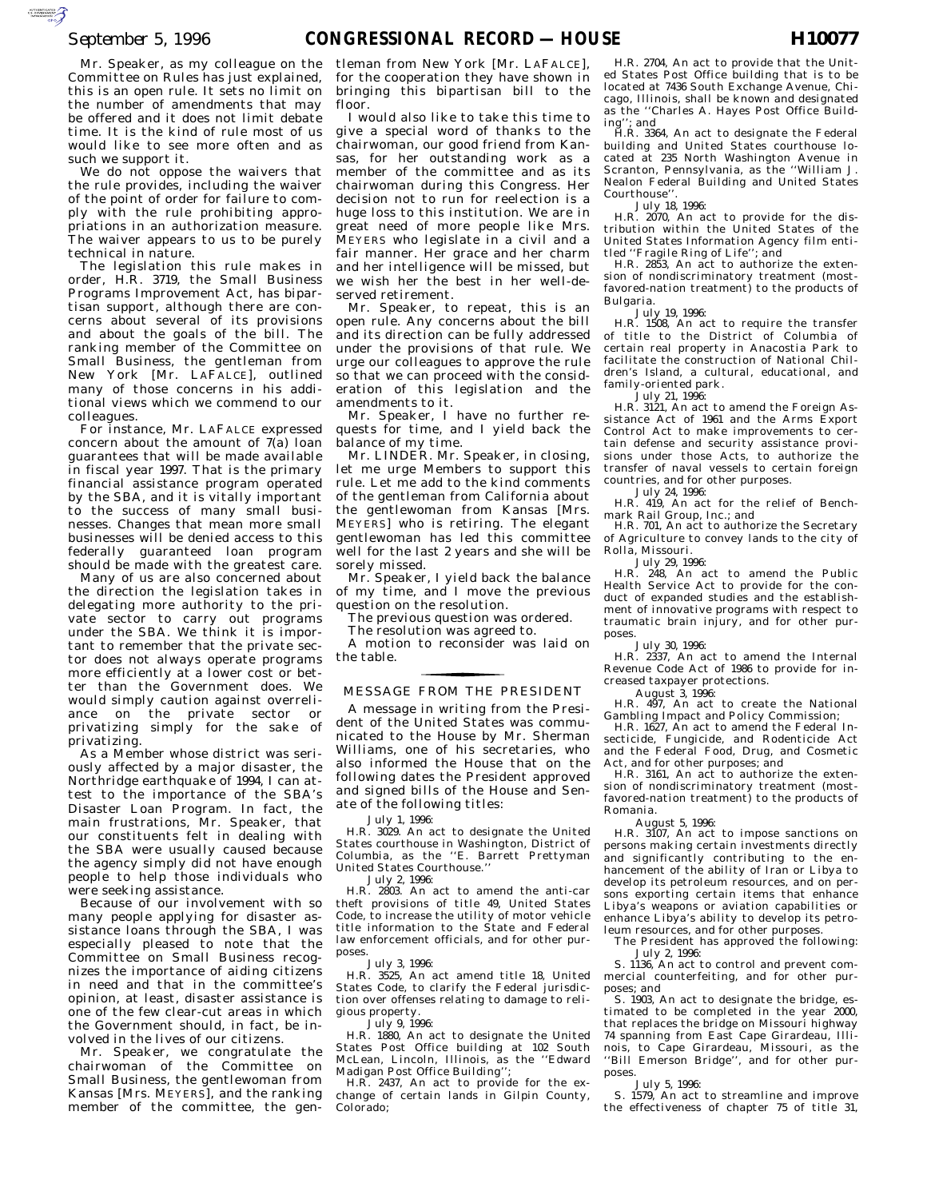Mr. Speaker, as my colleague on the Committee on Rules has just explained, this is an open rule. It sets no limit on the number of amendments that may be offered and it does not limit debate time. It is the kind of rule most of us would like to see more often and as such we support it.

We do not oppose the waivers that the rule provides, including the waiver of the point of order for failure to comply with the rule prohibiting appropriations in an authorization measure. The waiver appears to us to be purely technical in nature.

The legislation this rule makes in order, H.R. 3719, the Small Business Programs Improvement Act, has bipartisan support, although there are concerns about several of its provisions and about the goals of the bill. The ranking member of the Committee on Small Business, the gentleman from New York [Mr. LAFALCE], outlined many of those concerns in his additional views which we commend to our colleagues.

For instance, Mr. LAFALCE expressed concern about the amount of 7(a) loan guarantees that will be made available in fiscal year 1997. That is the primary financial assistance program operated by the SBA, and it is vitally important to the success of many small businesses. Changes that mean more small businesses will be denied access to this federally guaranteed loan program should be made with the greatest care.

Many of us are also concerned about the direction the legislation takes in delegating more authority to the private sector to carry out programs under the SBA. We think it is important to remember that the private sector does not always operate programs more efficiently at a lower cost or better than the Government does. We would simply caution against overreliance on the private sector or privatizing simply for the sake of privatizing.

As a Member whose district was seriously affected by a major disaster, the Northridge earthquake of 1994, I can attest to the importance of the SBA's Disaster Loan Program. In fact, the main frustrations, Mr. Speaker, that our constituents felt in dealing with the SBA were usually caused because the agency simply did not have enough people to help those individuals who were seeking assistance.

Because of our involvement with so many people applying for disaster assistance loans through the SBA, I was especially pleased to note that the Committee on Small Business recognizes the importance of aiding citizens in need and that in the committee's opinion, at least, disaster assistance is one of the few clear-cut areas in which the Government should, in fact, be involved in the lives of our citizens.

Mr. Speaker, we congratulate the chairwoman of the Committee on Small Business, the gentlewoman from Kansas [Mrs. MEYERS], and the ranking member of the committee, the gentleman from New York [Mr. LAFALCE], for the cooperation they have shown in bringing this bipartisan bill to the floor.

I would also like to take this time to give a special word of thanks to the chairwoman, our good friend from Kansas, for her outstanding work as a member of the committee and as its chairwoman during this Congress. Her decision not to run for reelection is a huge loss to this institution. We are in great need of more people like Mrs. MEYERS who legislate in a civil and a fair manner. Her grace and her charm and her intelligence will be missed, but we wish her the best in her well-deserved retirement.

Mr. Speaker, to repeat, this is an open rule. Any concerns about the bill and its direction can be fully addressed under the provisions of that rule. We urge our colleagues to approve the rule so that we can proceed with the consideration of this legislation and the amendments to it.

Mr. Speaker, I have no further requests for time, and I yield back the balance of my time.

Mr. LINDER. Mr. Speaker, in closing, let me urge Members to support this rule. Let me add to the kind comments of the gentleman from California about the gentlewoman from Kansas [Mrs. MEYERS] who is retiring. The elegant gentlewoman has led this committee well for the last 2 years and she will be sorely missed.

Mr. Speaker, I yield back the balance of my time, and I move the previous question on the resolution.

The previous question was ordered.

The resolution was agreed to.

A motion to reconsider was laid on the table.

## MESSAGE FROM THE PRESIDENT

A message in writing from the President of the United States was communicated to the House by Mr. Sherman Williams, one of his secretaries, who also informed the House that on the following dates the President approved and signed bills of the House and Senate of the following titles:

July 1, 1996:

H.R. 3029. An act to designate the United States courthouse in Washington, District of Columbia, as the ''E. Barrett Prettyman United States Courthouse.''

July 2, 1996:

H.R. 2803. An act to amend the anti-car theft provisions of title 49, United States Code, to increase the utility of motor vehicle title information to the State and Federal law enforcement officials, and for other purposes.

July 3, 1996:

H.R. 3525, An act amend title 18, United States Code, to clarify the Federal jurisdiction over offenses relating to damage to religious property.

July 9, 1996:

H.R. 1880, An act to designate the United States Post Office building at 102 South McLean, Lincoln, Illinois, as the ''Edward Madigan Post Office Building'';

H.R. 2437, An act to provide for the exchange of certain lands in Gilpin County, Colorado;

H.R. 2704, An act to provide that the United States Post Office building that is to be located at 7436 South Exchange Avenue, Chicago, Illinois, shall be known and designated as the ''Charles A. Hayes Post Office Building''; and

H.R. 3364, An act to designate the Federal building and United States courthouse located at 235 North Washington Avenue in Scranton, Pennsylvania, as the ''William J. Nealon Federal Building and United States Courthouse''.

July 18, 1996:

H.R. 2070, An act to provide for the distribution within the United States of the United States Information Agency film entitled ''Fragile Ring of Life''; and

H.R. 2853, An act to authorize the extension of nondiscriminatory treatment (most-favored-nation treatment) to the products of Bulgaria.

July 19, 1996:

H.R. 1508, An act to require the transfer of title to the District of Columbia of certain real property in Anacostia Park to facilitate the construction of National Children's Island, a cultural, educational, and family-oriented park.

July 21, 1996:

H.R. 3121, An act to amend the Foreign Assistance Act of 1961 and the Arms Export Control Act to make improvements to certain defense and security assistance provisions under those Acts, to authorize the transfer of naval vessels to certain foreign countries, and for other purposes.

July 24, 1996:

H.R. 419, An act for the relief of Benchmark Rail Group, Inc.; and

H.R. 701, An act to authorize the Secretary of Agriculture to convey lands to the city of Rolla, Missouri.

July 29, 1996:

H.R. 248, An act to amend the Public Health Service Act to provide for the conduct of expanded studies and the establishment of innovative programs with respect to traumatic brain injury, and for other purposes.

July 30, 1996:

H.R. 2337, An act to amend the Internal Revenue Code Act of 1986 to provide for increased taxpayer protections.

August 3, 1996:

H.R. 497, An act to create the National Gambling Impact and Policy Commission;

H.R. 1627, An act to amend the Federal Insecticide, Fungicide, and Rodenticide Act and the Federal Food, Drug, and Cosmetic Act, and for other purposes; and

H.R. 3161, An act to authorize the extension of nondiscriminatory treatment (most-favored-nation treatment) to the products of Romania.

August 5, 1996:

H.R. 3107, An act to impose sanctions on persons making certain investments directly and significantly contributing to the enhancement of the ability of Iran or Libya to develop its petroleum resources, and on persons exporting certain items that enhance Libya's weapons or aviation capabilities or enhance Libya's ability to develop its petroleum resources, and for other purposes.

The President has approved the following:

July 2, 1996:

S. 1136, An act to control and prevent commercial counterfeiting, and for other purposes; and

S. 1903, An act to designate the bridge, estimated to be completed in the year 2000, that replaces the bridge on Missouri highway 74 spanning from East Cape Girardeau, Illinois, to Cape Girardeau, Missouri, as the ''Bill Emerson Bridge'', and for other purposes.

July 5, 1996:

S. 1579, An act to streamline and improve the effectiveness of chapter 75 of title 31,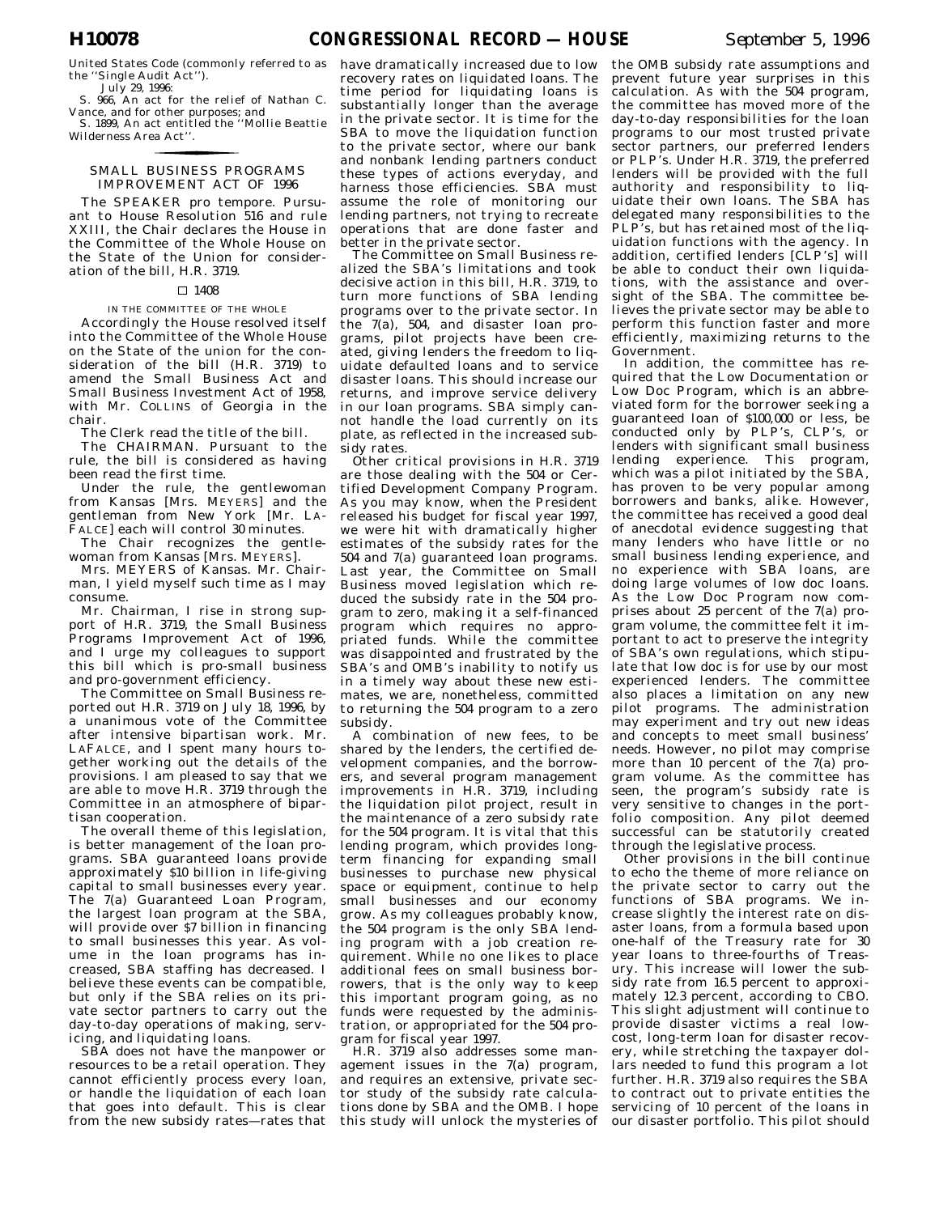United States Code (commonly referred to as the ''Single Audit Act'').

July 29, 1996:

S. 966, An act for the relief of Nathan C. Vance, and for other purposes; and

S. 1899, An act entitled the ''Mollie Beattie Wilderness Area Act''.

## SMALL BUSINESS PROGRAMS IMPROVEMENT ACT OF 1996

The SPEAKER pro tempore. Pursuant to House Resolution 516 and rule XXIII, the Chair declares the House in the Committee of the Whole House on the State of the Union for consideration of the bill, H.R. 3719.

□ 1408

IN THE COMMITTEE OF THE WHOLE

Accordingly the House resolved itself into the Committee of the Whole House on the State of the union for the consideration of the bill (H.R. 3719) to amend the Small Business Act and Small Business Investment Act of 1958, with Mr. COLLINS of Georgia in the chair.

The Clerk read the title of the bill.

The CHAIRMAN. Pursuant to the rule, the bill is considered as having been read the first time.

Under the rule, the gentlewoman from Kansas [Mrs. MEYERS] and the gentleman from New York [Mr. LAFALCE] each will control 30 minutes.

The Chair recognizes the gentlewoman from Kansas [Mrs. MEYERS].

Mrs. MEYERS of Kansas. Mr. Chairman, I yield myself such time as I may consume.

Mr. Chairman, I rise in strong support of H.R. 3719, the Small Business Programs Improvement Act of 1996, and I urge my colleagues to support this bill which is pro-small business and pro-government efficiency.

The Committee on Small Business reported out H.R. 3719 on July 18, 1996, by a unanimous vote of the Committee after intensive bipartisan work. Mr. LAFALCE, and I spent many hours together working out the details of the provisions. I am pleased to say that we are able to move H.R. 3719 through the Committee in an atmosphere of bipartisan cooperation.

The overall theme of this legislation, is better management of the loan programs. SBA guaranteed loans provide approximately $10 billion in life-giving capital to small businesses every year. The 7(a) Guaranteed Loan Program, the largest loan program at the SBA, will provide over $7 billion in financing to small businesses this year. As volume in the loan programs has increased, SBA staffing has decreased. I believe these events can be compatible, but only if the SBA relies on its private sector partners to carry out the day-to-day operations of making, servicing, and liquidating loans.

SBA does not have the manpower or resources to be a retail operation. They cannot efficiently process every loan, or handle the liquidation of each loan that goes into default. This is clear from the new subsidy rates—rates that have dramatically increased due to low recovery rates on liquidated loans. The time period for liquidating loans is substantially longer than the average in the private sector. It is time for the SBA to move the liquidation function to the private sector, where our bank and nonbank lending partners conduct these types of actions everyday, and harness those efficiencies. SBA must assume the role of monitoring our lending partners, not trying to recreate operations that are done faster and better in the private sector.

The Committee on Small Business realized the SBA's limitations and took decisive action in this bill, H.R. 3719, to turn more functions of SBA lending programs over to the private sector. In the 7(a), 504, and disaster loan programs, pilot projects have been created, giving lenders the freedom to liquidate defaulted loans and to service disaster loans. This should increase our returns, and improve service delivery in our loan programs. SBA simply cannot handle the load currently on its plate, as reflected in the increased subsidy rates.

Other critical provisions in H.R. 3719 are those dealing with the 504 or Certified Development Company Program. As you may know, when the President released his budget for fiscal year 1997, we were hit with dramatically higher estimates of the subsidy rates for the 504 and 7(a) guaranteed loan programs. Last year, the Committee on Small Business moved legislation which reduced the subsidy rate in the 504 program to zero, making it a self-financed program which requires no appropriated funds. While the committee was disappointed and frustrated by the SBA's and OMB's inability to notify us in a timely way about these new estimates, we are, nonetheless, committed to returning the 504 program to a zero subsidy.

A combination of new fees, to be shared by the lenders, the certified development companies, and the borrowers, and several program management improvements in H.R. 3719, including the liquidation pilot project, result in the maintenance of a zero subsidy rate for the 504 program. It is vital that this lending program, which provides long-term financing for expanding small businesses to purchase new physical space or equipment, continue to help small businesses and our economy grow. As my colleagues probably know, the 504 program is the only SBA lending program with a job creation requirement. While no one likes to place additional fees on small business borrowers, that is the only way to keep this important program going, as no funds were requested by the administration, or appropriated for the 504 program for fiscal year 1997.

H.R. 3719 also addresses some management issues in the 7(a) program, and requires an extensive, private sector study of the subsidy rate calculations done by SBA and the OMB. I hope this study will unlock the mysteries of the OMB subsidy rate assumptions and prevent future year surprises in this calculation. As with the 504 program, the committee has moved more of the day-to-day responsibilities for the loan programs to our most trusted private sector partners, our preferred lenders or PLP's. Under H.R. 3719, the preferred lenders will be provided with the full authority and responsibility to liquidate their own loans. The SBA has delegated many responsibilities to the PLP's, but has retained most of the liquidation functions with the agency. In addition, certified lenders [CLP's] will be able to conduct their own liquidations, with the assistance and oversight of the SBA. The committee believes the private sector may be able to perform this function faster and more efficiently, maximizing returns to the Government.

In addition, the committee has required that the Low Documentation or Low Doc Program, which is an abbreviated form for the borrower seeking a guaranteed loan of $100,000 or less, be conducted only by PLP's, CLP's, or lenders with significant small business lending experience. This program, which was a pilot initiated by the SBA, has proven to be very popular among borrowers and banks, alike. However, the committee has received a good deal of anecdotal evidence suggesting that many lenders who have little or no small business lending experience, and no experience with SBA loans, are doing large volumes of low doc loans. As the Low Doc Program now comprises about 25 percent of the 7(a) program volume, the committee felt it important to act to preserve the integrity of SBA's own regulations, which stipulate that low doc is for use by our most experienced lenders. The committee also places a limitation on any new pilot programs. The administration may experiment and try out new ideas and concepts to meet small business' needs. However, no pilot may comprise more than 10 percent of the 7(a) program volume. As the committee has seen, the program's subsidy rate is very sensitive to changes in the portfolio composition. Any pilot deemed successful can be statutorily created through the legislative process.

Other provisions in the bill continue to echo the theme of more reliance on the private sector to carry out the functions of SBA programs. We increase slightly the interest rate on disaster loans, from a formula based upon one-half of the Treasury rate for 30 year loans to three-fourths of Treasury. This increase will lower the subsidy rate from 16.5 percent to approximately 12.3 percent, according to CBO. This slight adjustment will continue to provide disaster victims a real low-cost, long-term loan for disaster recovery, while stretching the taxpayer dollars needed to fund this program a lot further. H.R. 3719 also requires the SBA to contract out to private entities the servicing of 10 percent of the loans in our disaster portfolio. This pilot should